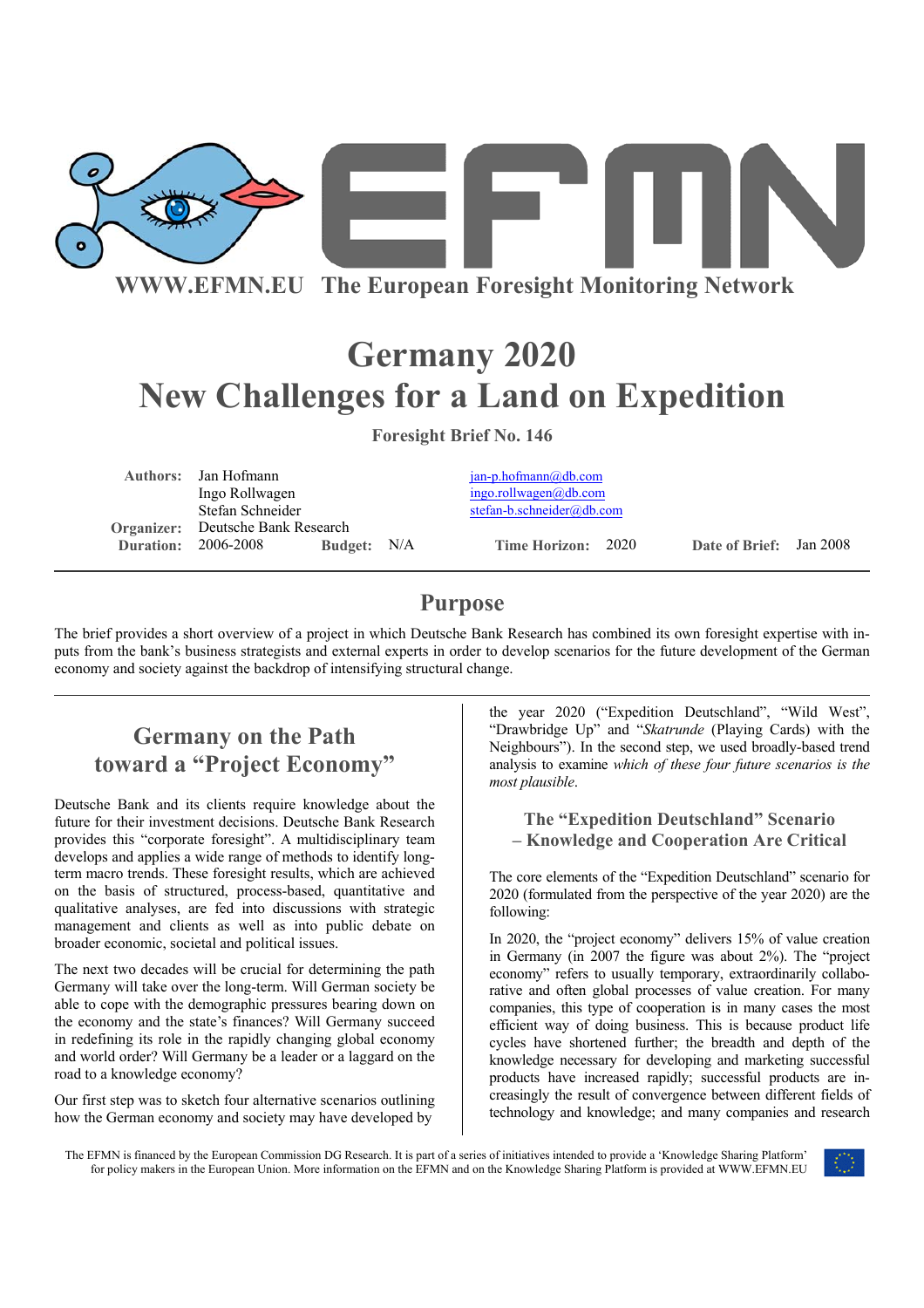WWW.EFMN.EU The European Foresight Monitoring Network

# Germany 2020
# New Challenges for a Land on Expedition

**Foresight Brief No. 146**

| | | | |
|---|---|---|---|
| **Authors:** | Jan Hofmann<br>Ingo Rollwagen<br>Stefan Schneider | jan-p.hofmann@db.com<br>ingo.rollwagen@db.com<br>stefan-b.schneider@db.com | |
| **Organizer:** | Deutsche Bank Research | | |
| **Duration:** | 2006-2008 **Budget:** N/A | **Time Horizon:** 2020 | **Date of Brief:** Jan 2008 |

## Purpose

The brief provides a short overview of a project in which Deutsche Bank Research has combined its own foresight expertise with inputs from the bank's business strategists and external experts in order to develop scenarios for the future development of the German economy and society against the backdrop of intensifying structural change.

## Germany on the Path toward a "Project Economy"

Deutsche Bank and its clients require knowledge about the future for their investment decisions. Deutsche Bank Research provides this "corporate foresight". A multidisciplinary team develops and applies a wide range of methods to identify long-term macro trends. These foresight results, which are achieved on the basis of structured, process-based, quantitative and qualitative analyses, are fed into discussions with strategic management and clients as well as into public debate on broader economic, societal and political issues.

The next two decades will be crucial for determining the path Germany will take over the long-term. Will German society be able to cope with the demographic pressures bearing down on the economy and the state's finances? Will Germany succeed in redefining its role in the rapidly changing global economy and world order? Will Germany be a leader or a laggard on the road to a knowledge economy?

Our first step was to sketch four alternative scenarios outlining how the German economy and society may have developed by the year 2020 ("Expedition Deutschland", "Wild West", "Drawbridge Up" and "*Skatrunde* (Playing Cards) with the Neighbours"). In the second step, we used broadly-based trend analysis to examine *which of these four future scenarios is the most plausible*.

### The "Expedition Deutschland" Scenario – Knowledge and Cooperation Are Critical

The core elements of the "Expedition Deutschland" scenario for 2020 (formulated from the perspective of the year 2020) are the following:

In 2020, the "project economy" delivers 15% of value creation in Germany (in 2007 the figure was about 2%). The "project economy" refers to usually temporary, extraordinarily collaborative and often global processes of value creation. For many companies, this type of cooperation is in many cases the most efficient way of doing business. This is because product life cycles have shortened further; the breadth and depth of the knowledge necessary for developing and marketing successful products have increased rapidly; successful products are increasingly the result of convergence between different fields of technology and knowledge; and many companies and research

The EFMN is financed by the European Commission DG Research. It is part of a series of initiatives intended to provide a 'Knowledge Sharing Platform' for policy makers in the European Union. More information on the EFMN and on the Knowledge Sharing Platform is provided at WWW.EFMN.EU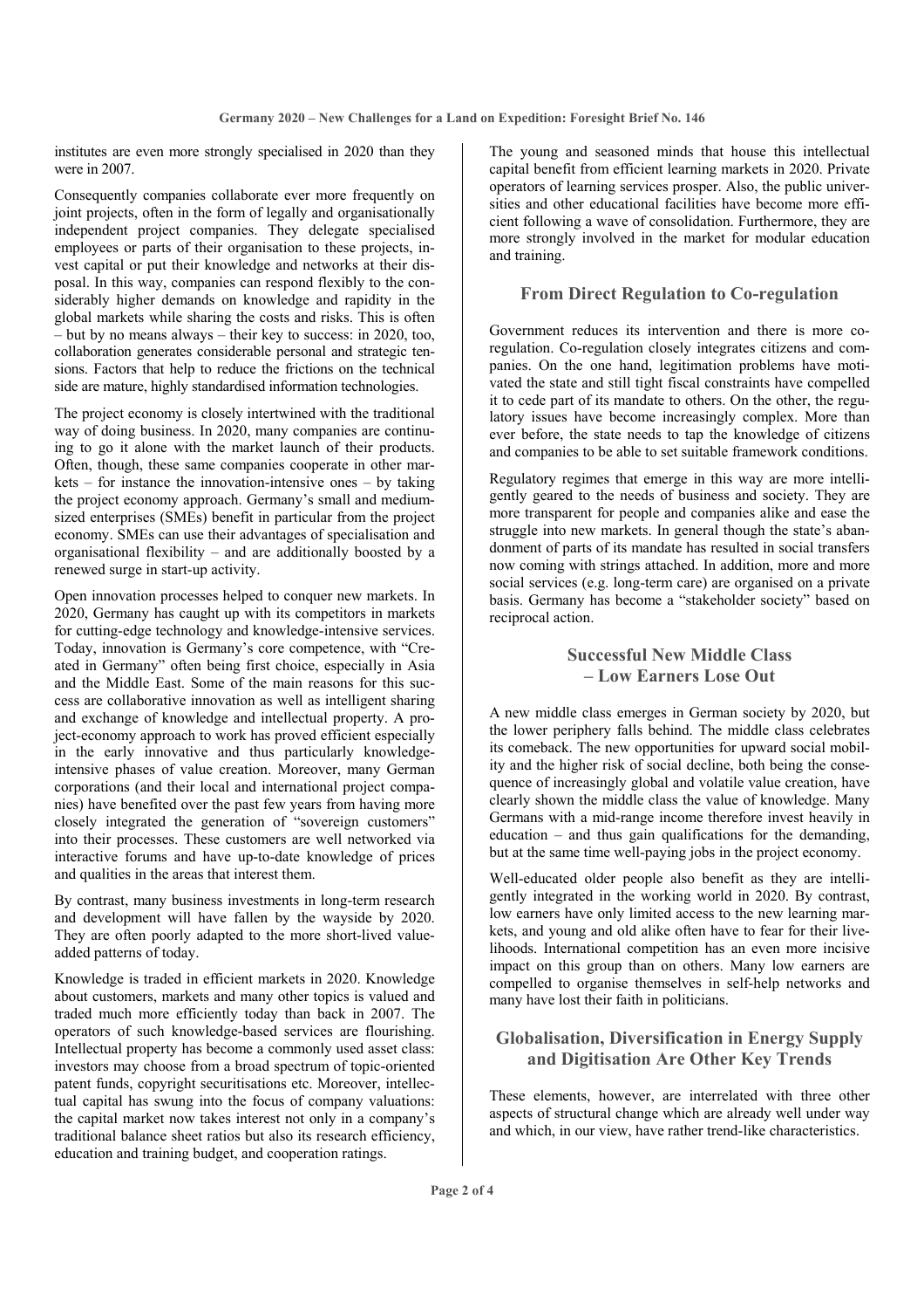institutes are even more strongly specialised in 2020 than they were in 2007.

Consequently companies collaborate ever more frequently on joint projects, often in the form of legally and organisationally independent project companies. They delegate specialised employees or parts of their organisation to these projects, invest capital or put their knowledge and networks at their disposal. In this way, companies can respond flexibly to the considerably higher demands on knowledge and rapidity in the global markets while sharing the costs and risks. This is often – but by no means always – their key to success: in 2020, too, collaboration generates considerable personal and strategic tensions. Factors that help to reduce the frictions on the technical side are mature, highly standardised information technologies.

The project economy is closely intertwined with the traditional way of doing business. In 2020, many companies are continuing to go it alone with the market launch of their products. Often, though, these same companies cooperate in other markets – for instance the innovation-intensive ones – by taking the project economy approach. Germany's small and medium-sized enterprises (SMEs) benefit in particular from the project economy. SMEs can use their advantages of specialisation and organisational flexibility – and are additionally boosted by a renewed surge in start-up activity.

Open innovation processes helped to conquer new markets. In 2020, Germany has caught up with its competitors in markets for cutting-edge technology and knowledge-intensive services. Today, innovation is Germany's core competence, with "Created in Germany" often being first choice, especially in Asia and the Middle East. Some of the main reasons for this success are collaborative innovation as well as intelligent sharing and exchange of knowledge and intellectual property. A project-economy approach to work has proved efficient especially in the early innovative and thus particularly knowledge-intensive phases of value creation. Moreover, many German corporations (and their local and international project companies) have benefited over the past few years from having more closely integrated the generation of "sovereign customers" into their processes. These customers are well networked via interactive forums and have up-to-date knowledge of prices and qualities in the areas that interest them.

By contrast, many business investments in long-term research and development will have fallen by the wayside by 2020. They are often poorly adapted to the more short-lived value-added patterns of today.

Knowledge is traded in efficient markets in 2020. Knowledge about customers, markets and many other topics is valued and traded much more efficiently today than back in 2007. The operators of such knowledge-based services are flourishing. Intellectual property has become a commonly used asset class: investors may choose from a broad spectrum of topic-oriented patent funds, copyright securitisations etc. Moreover, intellectual capital has swung into the focus of company valuations: the capital market now takes interest not only in a company's traditional balance sheet ratios but also its research efficiency, education and training budget, and cooperation ratings.

The young and seasoned minds that house this intellectual capital benefit from efficient learning markets in 2020. Private operators of learning services prosper. Also, the public universities and other educational facilities have become more efficient following a wave of consolidation. Furthermore, they are more strongly involved in the market for modular education and training.

## From Direct Regulation to Co-regulation

Government reduces its intervention and there is more co-regulation. Co-regulation closely integrates citizens and companies. On the one hand, legitimation problems have motivated the state and still tight fiscal constraints have compelled it to cede part of its mandate to others. On the other, the regulatory issues have become increasingly complex. More than ever before, the state needs to tap the knowledge of citizens and companies to be able to set suitable framework conditions.

Regulatory regimes that emerge in this way are more intelligently geared to the needs of business and society. They are more transparent for people and companies alike and ease the struggle into new markets. In general though the state's abandonment of parts of its mandate has resulted in social transfers now coming with strings attached. In addition, more and more social services (e.g. long-term care) are organised on a private basis. Germany has become a "stakeholder society" based on reciprocal action.

## Successful New Middle Class – Low Earners Lose Out

A new middle class emerges in German society by 2020, but the lower periphery falls behind. The middle class celebrates its comeback. The new opportunities for upward social mobility and the higher risk of social decline, both being the consequence of increasingly global and volatile value creation, have clearly shown the middle class the value of knowledge. Many Germans with a mid-range income therefore invest heavily in education – and thus gain qualifications for the demanding, but at the same time well-paying jobs in the project economy.

Well-educated older people also benefit as they are intelligently integrated in the working world in 2020. By contrast, low earners have only limited access to the new learning markets, and young and old alike often have to fear for their livelihoods. International competition has an even more incisive impact on this group than on others. Many low earners are compelled to organise themselves in self-help networks and many have lost their faith in politicians.

## Globalisation, Diversification in Energy Supply and Digitisation Are Other Key Trends

These elements, however, are interrelated with three other aspects of structural change which are already well under way and which, in our view, have rather trend-like characteristics.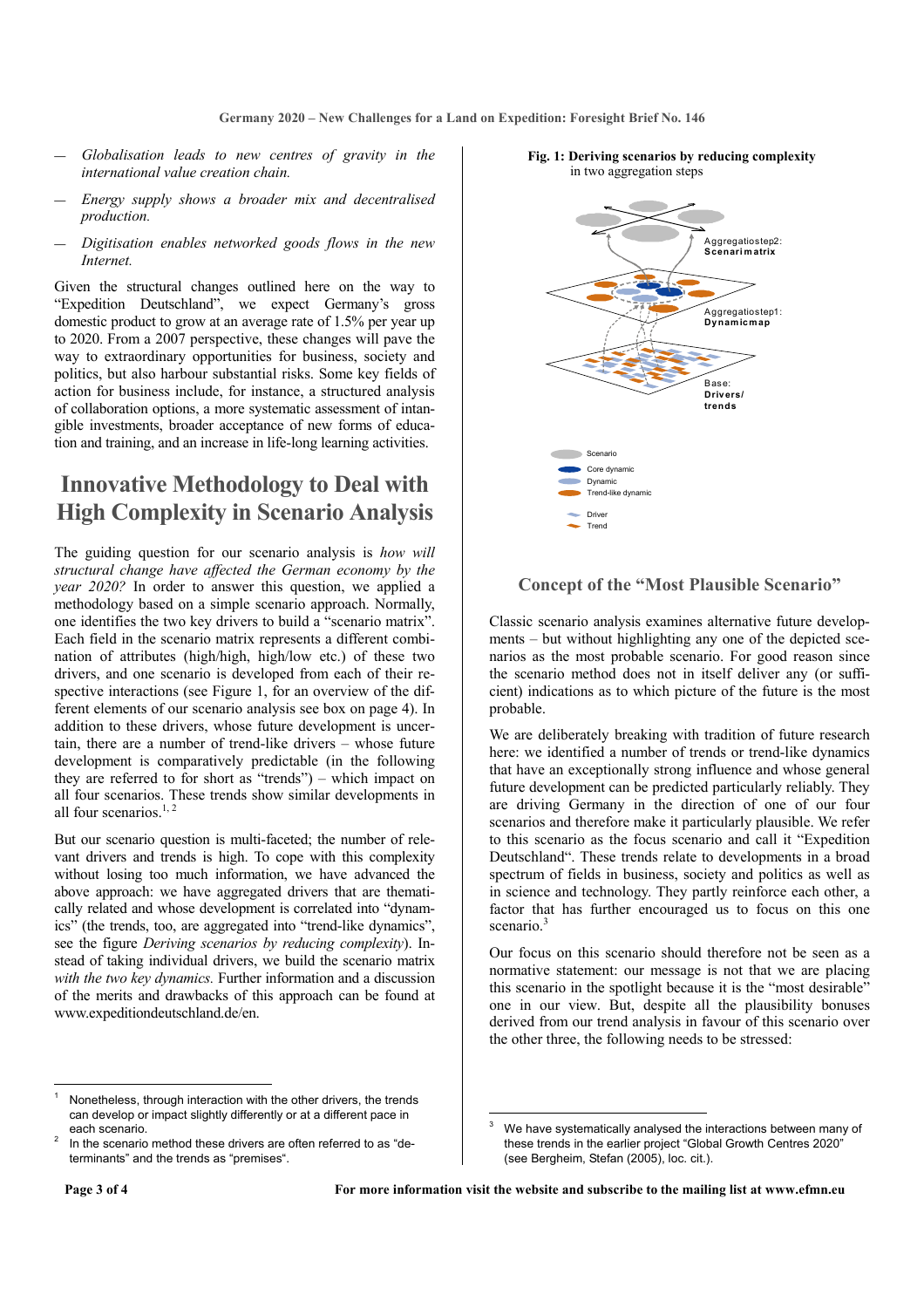- *Globalisation leads to new centres of gravity in the international value creation chain.*
- *Energy supply shows a broader mix and decentralised production.*
- *Digitisation enables networked goods flows in the new Internet.*

Given the structural changes outlined here on the way to "Expedition Deutschland", we expect Germany's gross domestic product to grow at an average rate of 1.5% per year up to 2020. From a 2007 perspective, these changes will pave the way to extraordinary opportunities for business, society and politics, but also harbour substantial risks. Some key fields of action for business include, for instance, a structured analysis of collaboration options, a more systematic assessment of intangible investments, broader acceptance of new forms of education and training, and an increase in life-long learning activities.

## Innovative Methodology to Deal with High Complexity in Scenario Analysis

The guiding question for our scenario analysis is *how will structural change have affected the German economy by the year 2020?* In order to answer this question, we applied a methodology based on a simple scenario approach. Normally, one identifies the two key drivers to build a "scenario matrix". Each field in the scenario matrix represents a different combination of attributes (high/high, high/low etc.) of these two drivers, and one scenario is developed from each of their respective interactions (see Figure 1, for an overview of the different elements of our scenario analysis see box on page 4). In addition to these drivers, whose future development is uncertain, there are a number of trend-like drivers – whose future development is comparatively predictable (in the following they are referred to for short as "trends") – which impact on all four scenarios. These trends show similar developments in all four scenarios.[1, 2]

But our scenario question is multi-faceted; the number of relevant drivers and trends is high. To cope with this complexity without losing too much information, we have advanced the above approach: we have aggregated drivers that are thematically related and whose development is correlated into "dynamics" (the trends, too, are aggregated into "trend-like dynamics", see the figure *Deriving scenarios by reducing complexity*). Instead of taking individual drivers, we build the scenario matrix *with the two key dynamics.* Further information and a discussion of the merits and drawbacks of this approach can be found at www.expeditiondeutschland.de/en.

**Fig. 1: Deriving scenarios by reducing complexity** in two aggregation steps

Aggregatiostep2: **Scenarimatrix**

Aggregatiostep1: **Dynamicmap**

Base: **Drivers/ trends**

Scenario

Core dynamic

Dynamic

Trend-like dynamic

Driver

Trend

### Concept of the "Most Plausible Scenario"

Classic scenario analysis examines alternative future developments – but without highlighting any one of the depicted scenarios as the most probable scenario. For good reason since the scenario method does not in itself deliver any (or sufficient) indications as to which picture of the future is the most probable.

We are deliberately breaking with tradition of future research here: we identified a number of trends or trend-like dynamics that have an exceptionally strong influence and whose general future development can be predicted particularly reliably. They are driving Germany in the direction of one of our four scenarios and therefore make it particularly plausible. We refer to this scenario as the focus scenario and call it "Expedition Deutschland". These trends relate to developments in a broad spectrum of fields in business, society and politics as well as in science and technology. They partly reinforce each other, a factor that has further encouraged us to focus on this one scenario.[3]

Our focus on this scenario should therefore not be seen as a normative statement: our message is not that we are placing this scenario in the spotlight because it is the "most desirable" one in our view. But, despite all the plausibility bonuses derived from our trend analysis in favour of this scenario over the other three, the following needs to be stressed:

---

[1] Nonetheless, through interaction with the other drivers, the trends can develop or impact slightly differently or at a different pace in each scenario.

[2] In the scenario method these drivers are often referred to as "determinants" and the trends as "premises".

[3] We have systematically analysed the interactions between many of these trends in the earlier project "Global Growth Centres 2020" (see Bergheim, Stefan (2005), loc. cit.).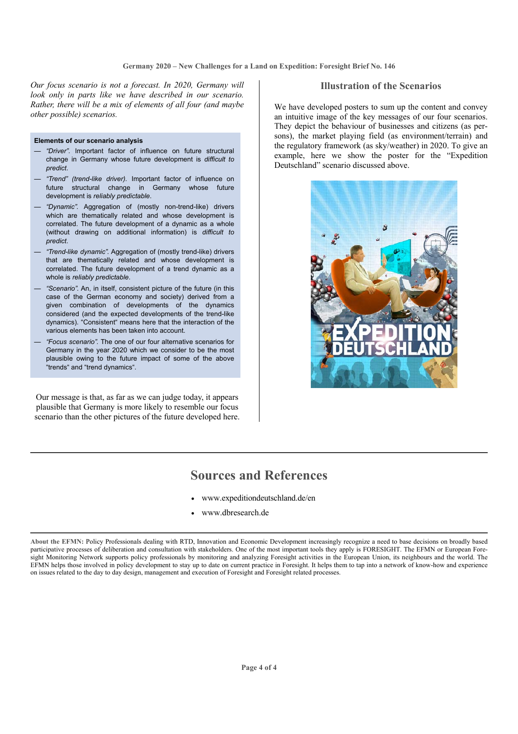*Our focus scenario is not a forecast. In 2020, Germany will look only in parts like we have described in our scenario. Rather, there will be a mix of elements of all four (and maybe other possible) scenarios.*

**Elements of our scenario analysis**

- *"Driver".* Important factor of influence on future structural change in Germany whose future development is *difficult to predict*.
- *"Trend" (trend-like driver).* Important factor of influence on future structural change in Germany whose future development is *reliably predictable*.
- *"Dynamic".* Aggregation of (mostly non-trend-like) drivers which are thematically related and whose development is correlated. The future development of a dynamic as a whole (without drawing on additional information) is *difficult to predict*.
- *"Trend-like dynamic".* Aggregation of (mostly trend-like) drivers that are thematically related and whose development is correlated. The future development of a trend dynamic as a whole is *reliably predictable*.
- *"Scenario".* An, in itself, consistent picture of the future (in this case of the German economy and society) derived from a given combination of developments of the dynamics considered (and the expected developments of the trend-like dynamics). "Consistent" means here that the interaction of the various elements has been taken into account.
- *"Focus scenario".* The one of our four alternative scenarios for Germany in the year 2020 which we consider to be the most plausible owing to the future impact of some of the above "trends" and "trend dynamics".

Our message is that, as far as we can judge today, it appears plausible that Germany is more likely to resemble our focus scenario than the other pictures of the future developed here.

### Illustration of the Scenarios

We have developed posters to sum up the content and convey an intuitive image of the key messages of our four scenarios. They depict the behaviour of businesses and citizens (as persons), the market playing field (as environment/terrain) and the regulatory framework (as sky/weather) in 2020. To give an example, here we show the poster for the "Expedition Deutschland" scenario discussed above.

## Sources and References

- www.expeditiondeutschland.de/en
- www.dbresearch.de

**About the EFMN:** Policy Professionals dealing with RTD, Innovation and Economic Development increasingly recognize a need to base decisions on broadly based participative processes of deliberation and consultation with stakeholders. One of the most important tools they apply is FORESIGHT. The EFMN or European Foresight Monitoring Network supports policy professionals by monitoring and analyzing Foresight activities in the European Union, its neighbours and the world. The EFMN helps those involved in policy development to stay up to date on current practice in Foresight. It helps them to tap into a network of know-how and experience on issues related to the day to day design, management and execution of Foresight and Foresight related processes.